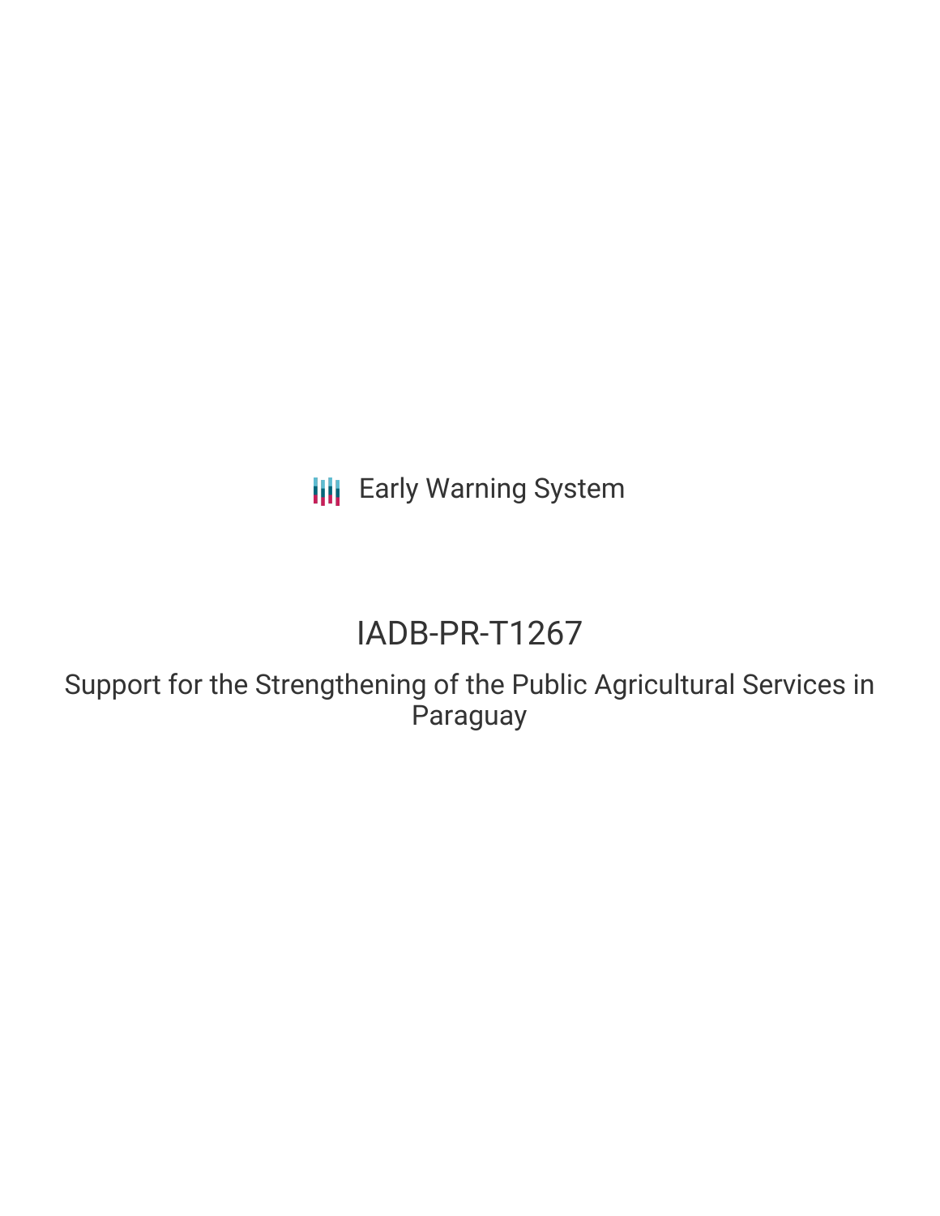Early Warning System

# IADB-PR-T1267

## Support for the Strengthening of the Public Agricultural Services in Paraguay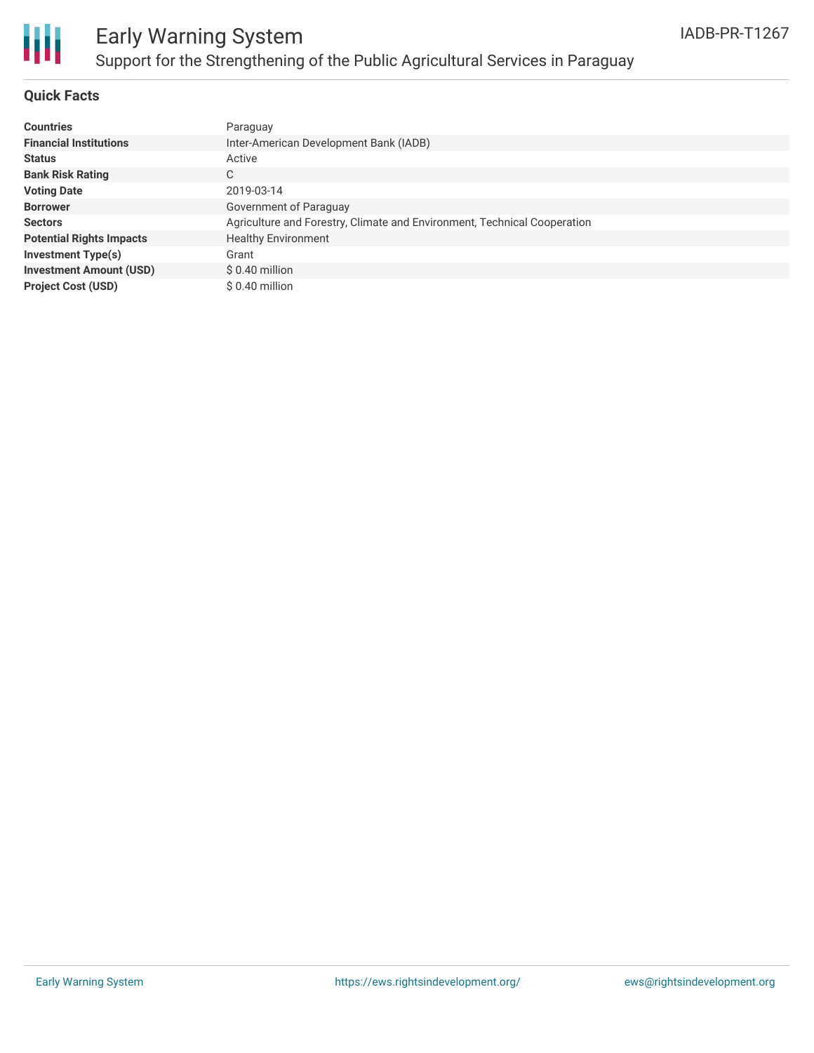# Early Warning System

## Support for the Strengthening of the Public Agricultural Services in Paraguay

IADB-PR-T1267

### Quick Facts

| | |
|---|---|
| **Countries** | Paraguay |
| **Financial Institutions** | Inter-American Development Bank (IADB) |
| **Status** | Active |
| **Bank Risk Rating** | C |
| **Voting Date** | 2019-03-14 |
| **Borrower** | Government of Paraguay |
| **Sectors** | Agriculture and Forestry, Climate and Environment, Technical Cooperation |
| **Potential Rights Impacts** | Healthy Environment |
| **Investment Type(s)** | Grant |
| **Investment Amount (USD)** | $ 0.40 million |
| **Project Cost (USD)** | $ 0.40 million |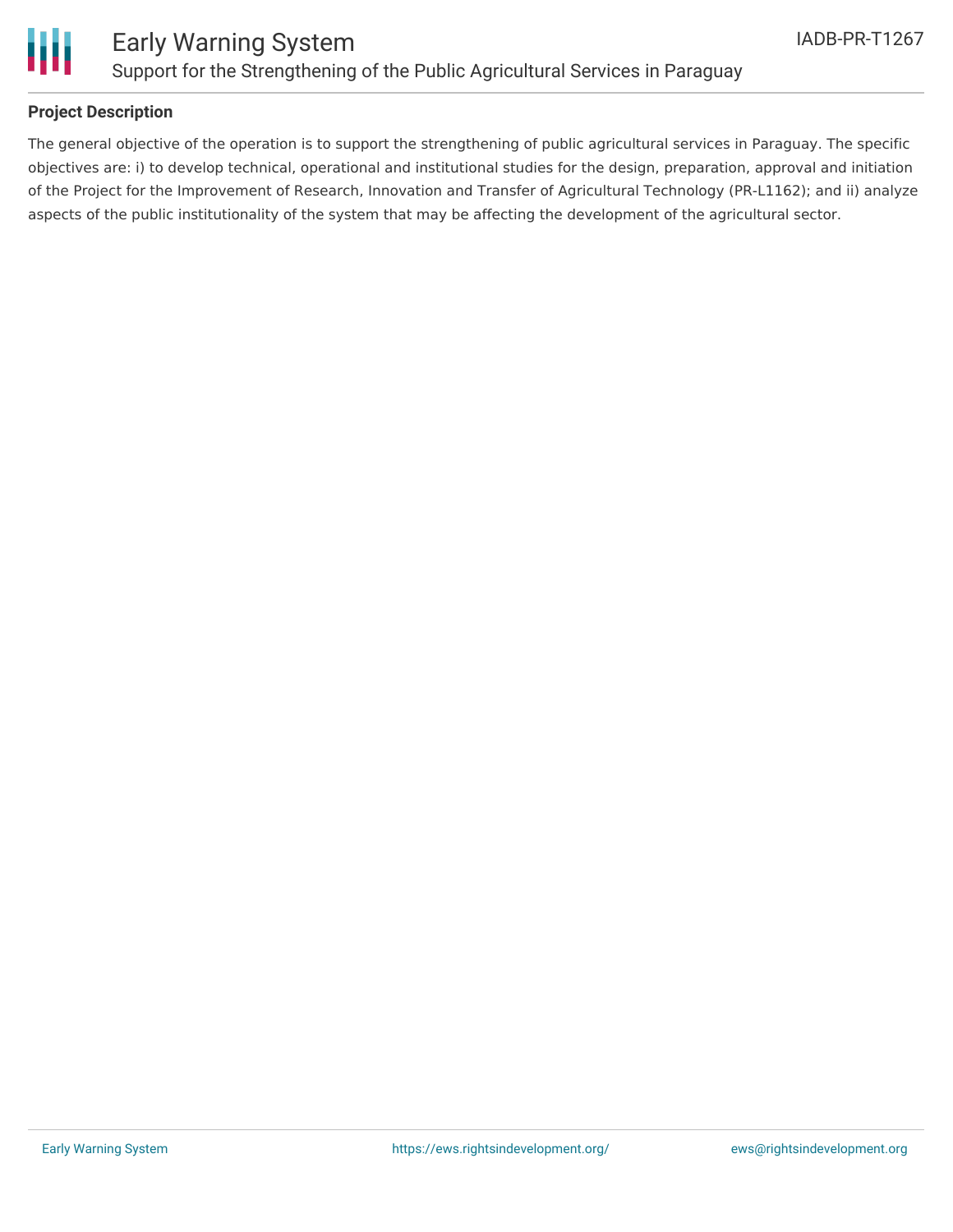## Project Description

The general objective of the operation is to support the strengthening of public agricultural services in Paraguay. The specific objectives are: i) to develop technical, operational and institutional studies for the design, preparation, approval and initiation of the Project for the Improvement of Research, Innovation and Transfer of Agricultural Technology (PR-L1162); and ii) analyze aspects of the public institutionality of the system that may be affecting the development of the agricultural sector.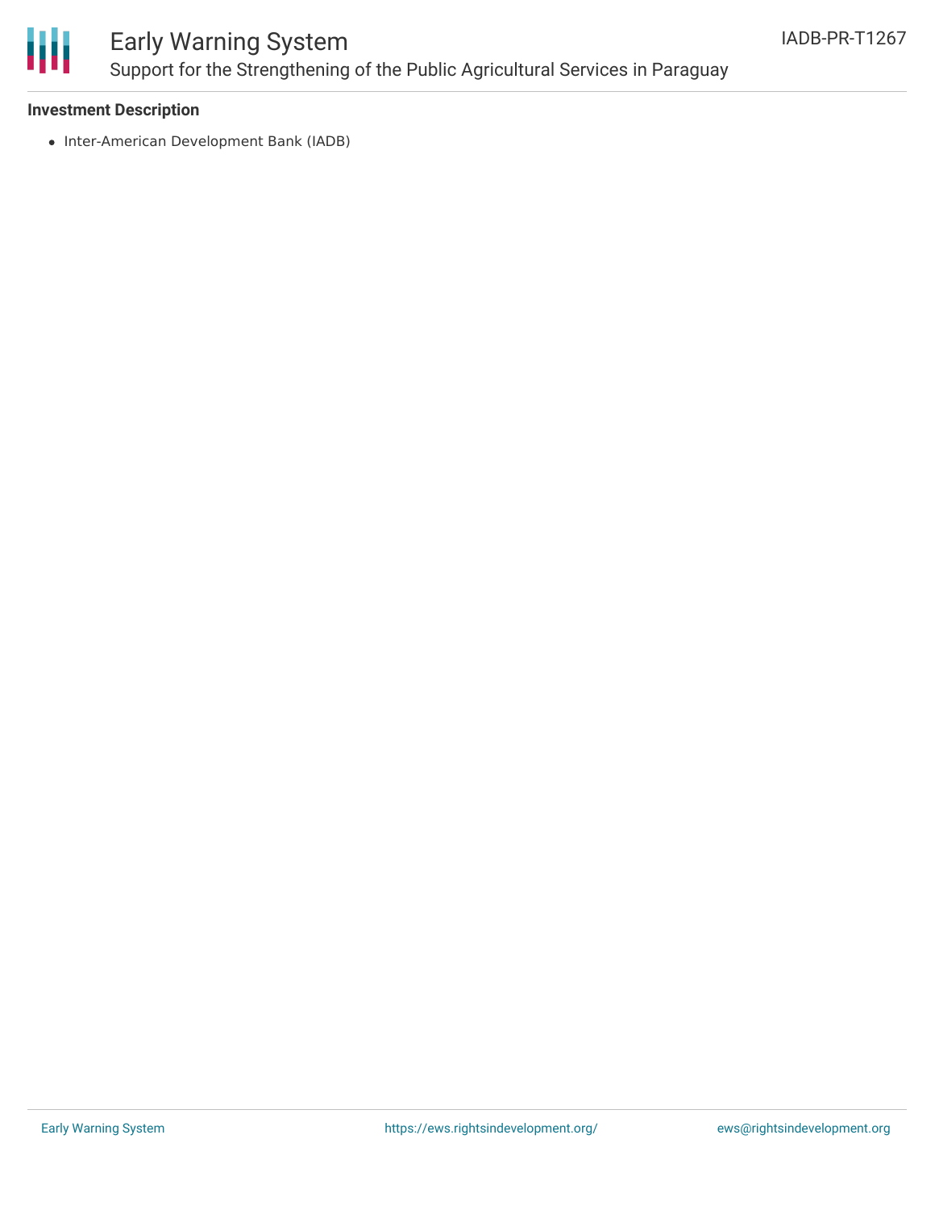### Investment Description

- Inter-American Development Bank (IADB)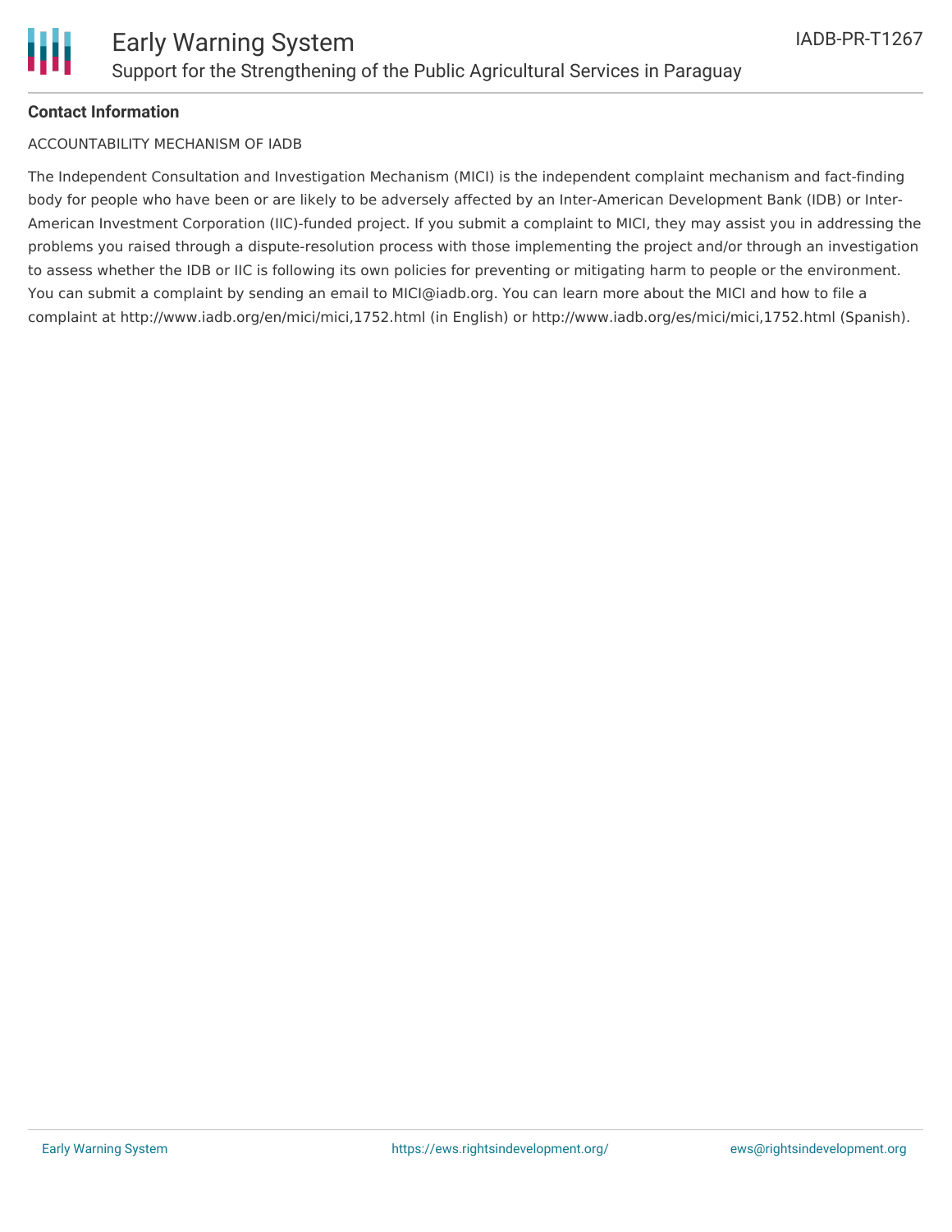**Contact Information**

ACCOUNTABILITY MECHANISM OF IADB

The Independent Consultation and Investigation Mechanism (MICI) is the independent complaint mechanism and fact-finding body for people who have been or are likely to be adversely affected by an Inter-American Development Bank (IDB) or Inter-American Investment Corporation (IIC)-funded project. If you submit a complaint to MICI, they may assist you in addressing the problems you raised through a dispute-resolution process with those implementing the project and/or through an investigation to assess whether the IDB or IIC is following its own policies for preventing or mitigating harm to people or the environment. You can submit a complaint by sending an email to MICI@iadb.org. You can learn more about the MICI and how to file a complaint at http://www.iadb.org/en/mici/mici,1752.html (in English) or http://www.iadb.org/es/mici/mici,1752.html (Spanish).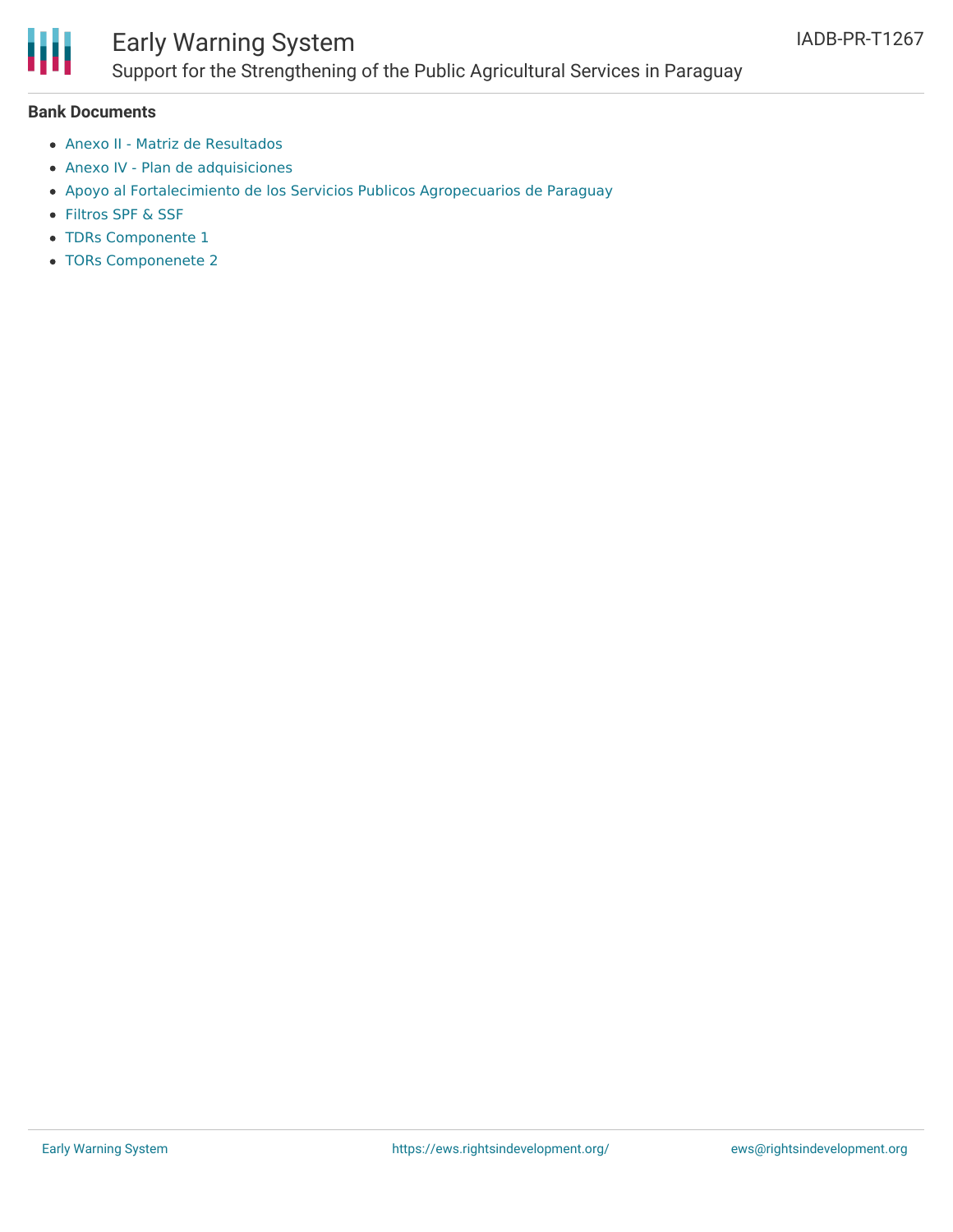**Bank Documents**

- Anexo II - Matriz de Resultados
- Anexo IV - Plan de adquisiciones
- Apoyo al Fortalecimiento de los Servicios Publicos Agropecuarios de Paraguay
- Filtros SPF & SSF
- TDRs Componente 1
- TORs Componenete 2